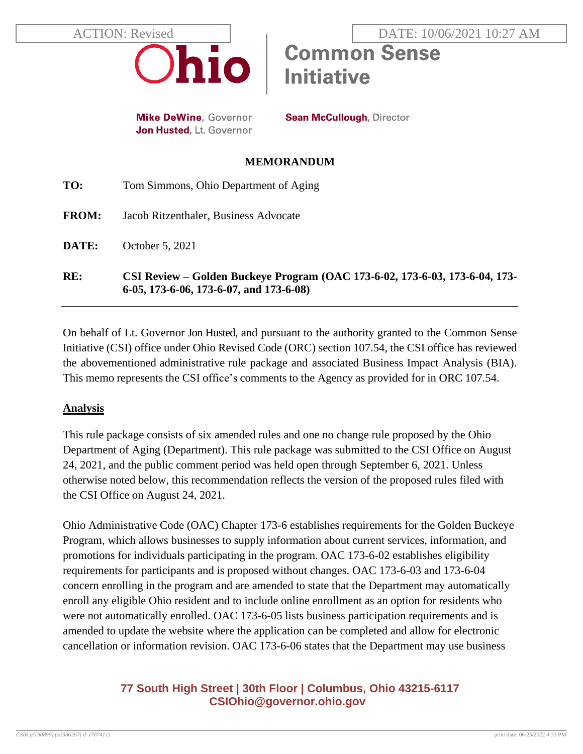ACTION: Revised

DATE: 10/06/2021 10:27 AM

Ohio | Common Sense Initiative

**Mike DeWine**, Governor
**Jon Husted**, Lt. Governor

**Sean McCullough**, Director

## MEMORANDUM

**TO:** Tom Simmons, Ohio Department of Aging

**FROM:** Jacob Ritzenthaler, Business Advocate

**DATE:** October 5, 2021

**RE:** **CSI Review – Golden Buckeye Program (OAC 173-6-02, 173-6-03, 173-6-04, 173-6-05, 173-6-06, 173-6-07, and 173-6-08)**

---

On behalf of Lt. Governor Jon Husted, and pursuant to the authority granted to the Common Sense Initiative (CSI) office under Ohio Revised Code (ORC) section 107.54, the CSI office has reviewed the abovementioned administrative rule package and associated Business Impact Analysis (BIA). This memo represents the CSI office's comments to the Agency as provided for in ORC 107.54.

### Analysis

This rule package consists of six amended rules and one no change rule proposed by the Ohio Department of Aging (Department). This rule package was submitted to the CSI Office on August 24, 2021, and the public comment period was held open through September 6, 2021. Unless otherwise noted below, this recommendation reflects the version of the proposed rules filed with the CSI Office on August 24, 2021.

Ohio Administrative Code (OAC) Chapter 173-6 establishes requirements for the Golden Buckeye Program, which allows businesses to supply information about current services, information, and promotions for individuals participating in the program. OAC 173-6-02 establishes eligibility requirements for participants and is proposed without changes. OAC 173-6-03 and 173-6-04 concern enrolling in the program and are amended to state that the Department may automatically enroll any eligible Ohio resident and to include online enrollment as an option for residents who were not automatically enrolled. OAC 173-6-05 lists business participation requirements and is amended to update the website where the application can be completed and allow for electronic cancellation or information revision. OAC 173-6-06 states that the Department may use business

77 South High Street | 30th Floor | Columbus, Ohio 43215-6117
CSIOhio@governor.ohio.gov

*CSIR p(190899) pa(336267) d: (787411)* print date: 06/25/2022 4:33 PM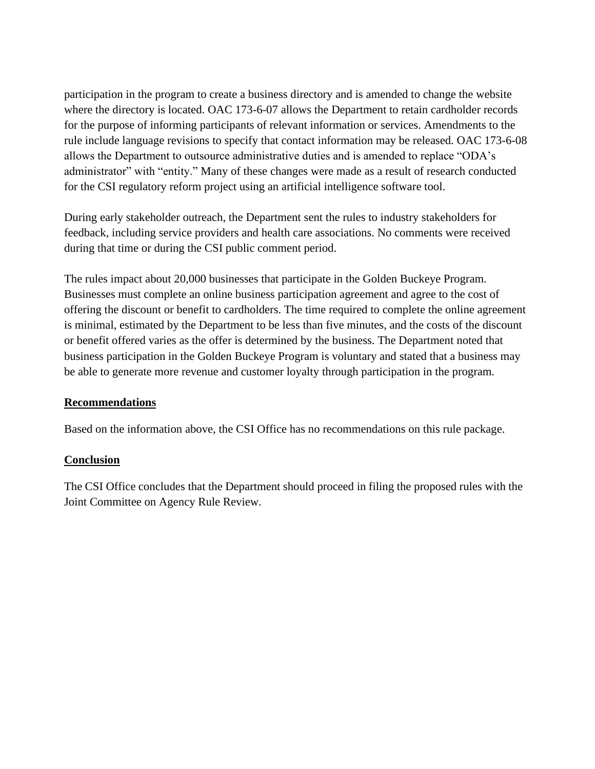participation in the program to create a business directory and is amended to change the website where the directory is located. OAC 173-6-07 allows the Department to retain cardholder records for the purpose of informing participants of relevant information or services. Amendments to the rule include language revisions to specify that contact information may be released. OAC 173-6-08 allows the Department to outsource administrative duties and is amended to replace "ODA's administrator" with "entity." Many of these changes were made as a result of research conducted for the CSI regulatory reform project using an artificial intelligence software tool.

During early stakeholder outreach, the Department sent the rules to industry stakeholders for feedback, including service providers and health care associations. No comments were received during that time or during the CSI public comment period.

The rules impact about 20,000 businesses that participate in the Golden Buckeye Program. Businesses must complete an online business participation agreement and agree to the cost of offering the discount or benefit to cardholders. The time required to complete the online agreement is minimal, estimated by the Department to be less than five minutes, and the costs of the discount or benefit offered varies as the offer is determined by the business. The Department noted that business participation in the Golden Buckeye Program is voluntary and stated that a business may be able to generate more revenue and customer loyalty through participation in the program.

## Recommendations

Based on the information above, the CSI Office has no recommendations on this rule package.

## Conclusion

The CSI Office concludes that the Department should proceed in filing the proposed rules with the Joint Committee on Agency Rule Review.